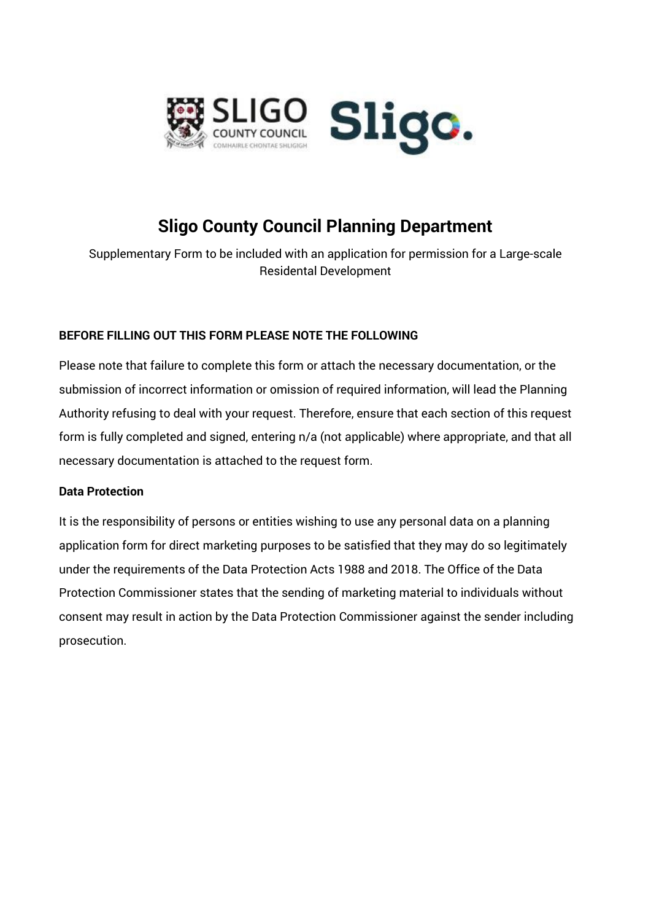# Sligo County Council Planning Department

Supplementary Form to be included with an application for permission for a Large-scale Residental Development

**BEFORE FILLING OUT THIS FORM PLEASE NOTE THE FOLLOWING**

Please note that failure to complete this form or attach the necessary documentation, or the submission of incorrect information or omission of required information, will lead the Planning Authority refusing to deal with your request. Therefore, ensure that each section of this request form is fully completed and signed, entering n/a (not applicable) where appropriate, and that all necessary documentation is attached to the request form.

**Data Protection**

It is the responsibility of persons or entities wishing to use any personal data on a planning application form for direct marketing purposes to be satisfied that they may do so legitimately under the requirements of the Data Protection Acts 1988 and 2018. The Office of the Data Protection Commissioner states that the sending of marketing material to individuals without consent may result in action by the Data Protection Commissioner against the sender including prosecution.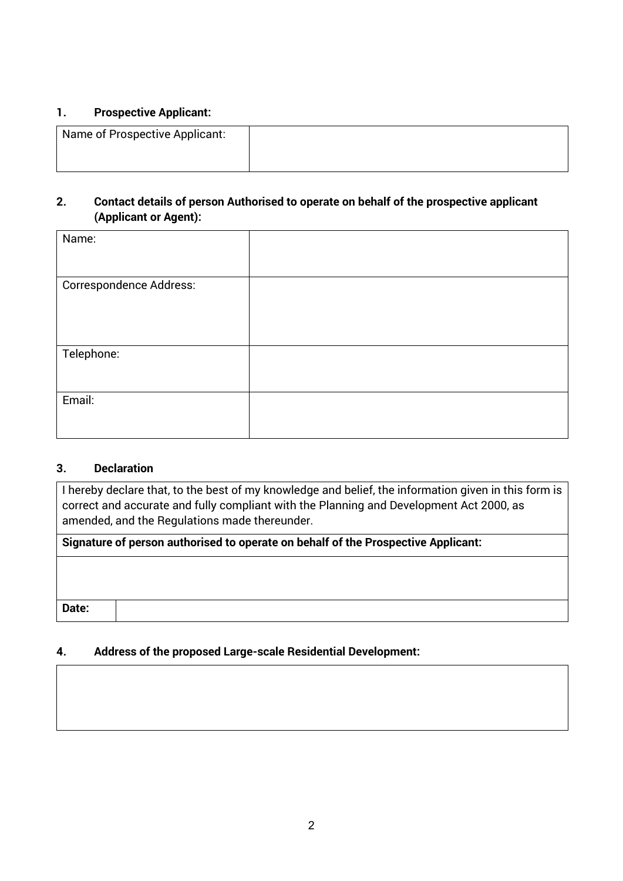## 1. Prospective Applicant:

| Name of Prospective Applicant: | |
|---|---|

## 2. Contact details of person Authorised to operate on behalf of the prospective applicant (Applicant or Agent):

| Name: | |
|---|---|
| Correspondence Address: | |
| Telephone: | |
| Email: | |

## 3. Declaration

| I hereby declare that, to the best of my knowledge and belief, the information given in this form is correct and accurate and fully compliant with the Planning and Development Act 2000, as amended, and the Regulations made thereunder. | |
|---|---|
| **Signature of person authorised to operate on behalf of the Prospective Applicant:** | |
| | |
| **Date:** | |

## 4. Address of the proposed Large-scale Residential Development:

| |
|---|
| |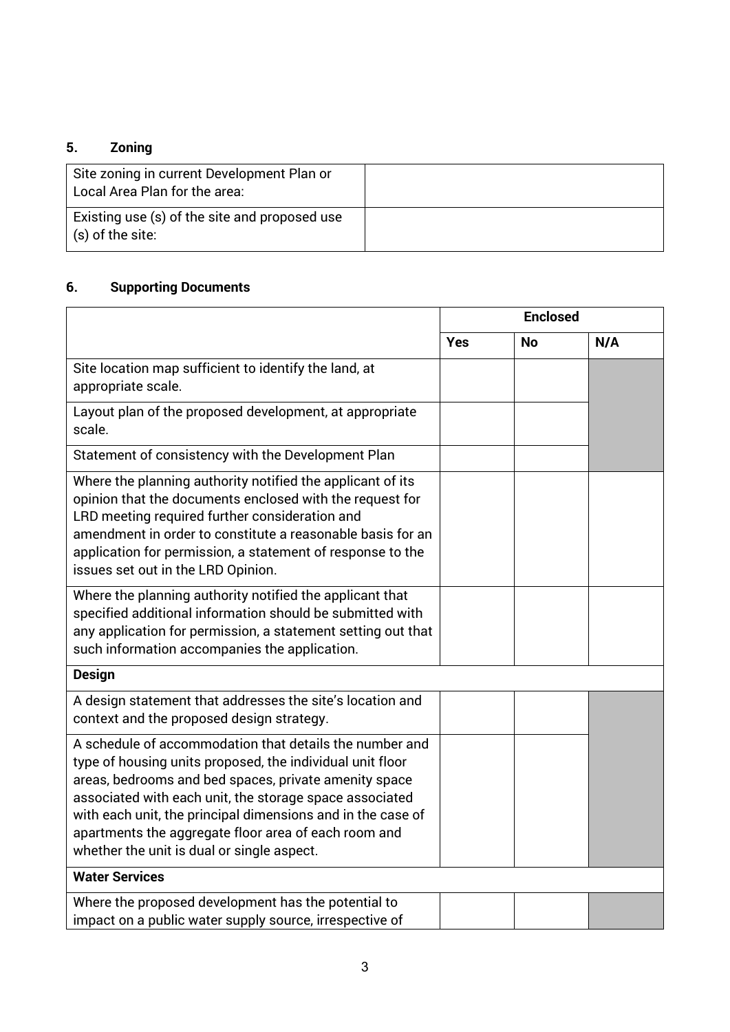## 5. Zoning

| Site zoning in current Development Plan or Local Area Plan for the area: | |
|---|---|
| Existing use (s) of the site and proposed use (s) of the site: | |

## 6. Supporting Documents

| | Enclosed | | |
|---|---|---|---|
| | **Yes** | **No** | **N/A** |
| Site location map sufficient to identify the land, at appropriate scale. | | | |
| Layout plan of the proposed development, at appropriate scale. | | | |
| Statement of consistency with the Development Plan | | | |
| Where the planning authority notified the applicant of its opinion that the documents enclosed with the request for LRD meeting required further consideration and amendment in order to constitute a reasonable basis for an application for permission, a statement of response to the issues set out in the LRD Opinion. | | | |
| Where the planning authority notified the applicant that specified additional information should be submitted with any application for permission, a statement setting out that such information accompanies the application. | | | |
| **Design** | | | |
| A design statement that addresses the site's location and context and the proposed design strategy. | | | |
| A schedule of accommodation that details the number and type of housing units proposed, the individual unit floor areas, bedrooms and bed spaces, private amenity space associated with each unit, the storage space associated with each unit, the principal dimensions and in the case of apartments the aggregate floor area of each room and whether the unit is dual or single aspect. | | | |
| **Water Services** | | | |
| Where the proposed development has the potential to impact on a public water supply source, irrespective of | | | |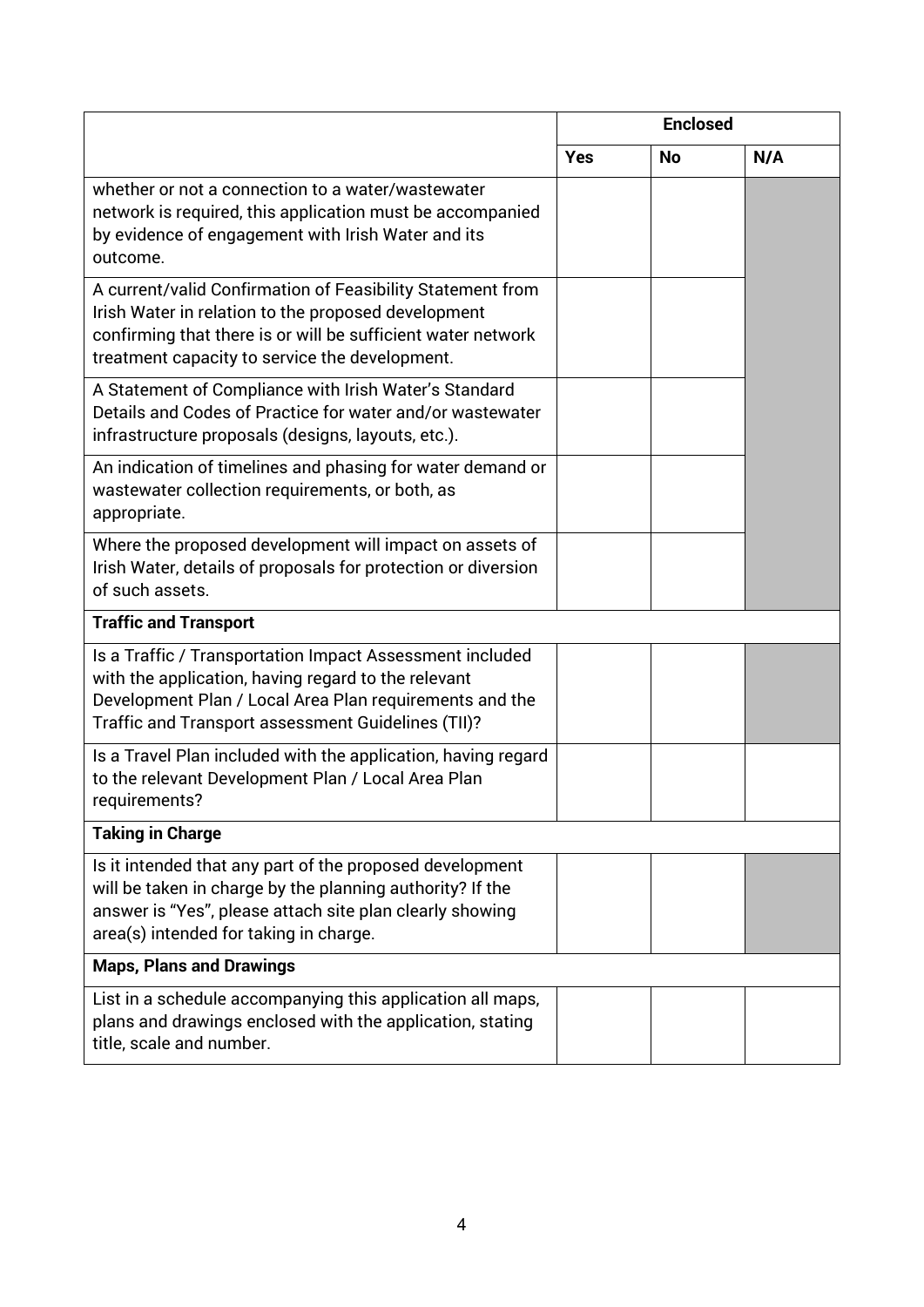| | Enclosed | | |
|---|---|---|---|
| | **Yes** | **No** | **N/A** |
| whether or not a connection to a water/wastewater network is required, this application must be accompanied by evidence of engagement with Irish Water and its outcome. | | | |
| A current/valid Confirmation of Feasibility Statement from Irish Water in relation to the proposed development confirming that there is or will be sufficient water network treatment capacity to service the development. | | | |
| A Statement of Compliance with Irish Water's Standard Details and Codes of Practice for water and/or wastewater infrastructure proposals (designs, layouts, etc.). | | | |
| An indication of timelines and phasing for water demand or wastewater collection requirements, or both, as appropriate. | | | |
| Where the proposed development will impact on assets of Irish Water, details of proposals for protection or diversion of such assets. | | | |
| **Traffic and Transport** | | | |
| Is a Traffic / Transportation Impact Assessment included with the application, having regard to the relevant Development Plan / Local Area Plan requirements and the Traffic and Transport assessment Guidelines (TII)? | | | |
| Is a Travel Plan included with the application, having regard to the relevant Development Plan / Local Area Plan requirements? | | | |
| **Taking in Charge** | | | |
| Is it intended that any part of the proposed development will be taken in charge by the planning authority? If the answer is "Yes", please attach site plan clearly showing area(s) intended for taking in charge. | | | |
| **Maps, Plans and Drawings** | | | |
| List in a schedule accompanying this application all maps, plans and drawings enclosed with the application, stating title, scale and number. | | | |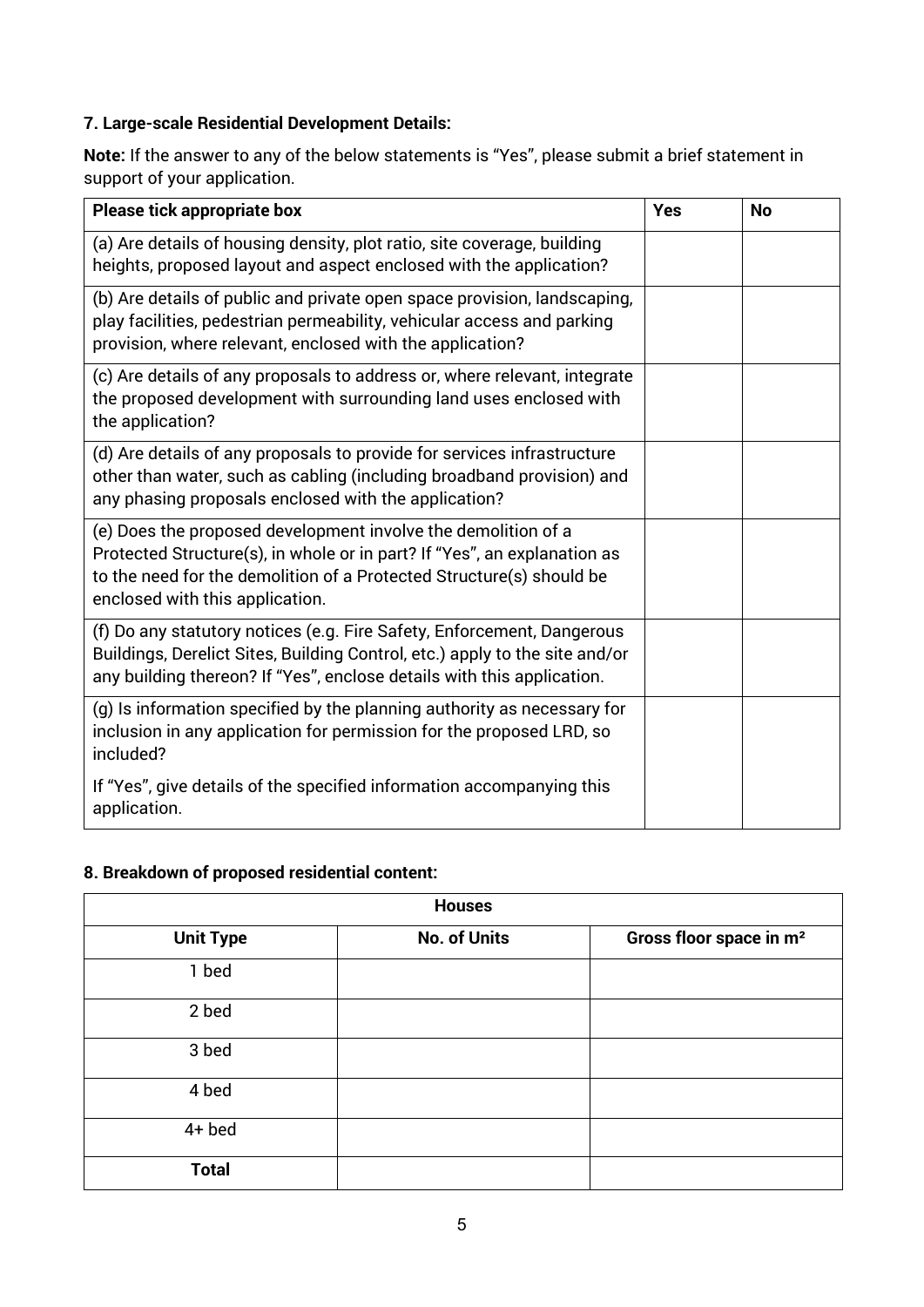### 7. Large-scale Residential Development Details:

**Note:** If the answer to any of the below statements is "Yes", please submit a brief statement in support of your application.

| Please tick appropriate box | Yes | No |
|---|---|---|
| (a) Are details of housing density, plot ratio, site coverage, building heights, proposed layout and aspect enclosed with the application? | | |
| (b) Are details of public and private open space provision, landscaping, play facilities, pedestrian permeability, vehicular access and parking provision, where relevant, enclosed with the application? | | |
| (c) Are details of any proposals to address or, where relevant, integrate the proposed development with surrounding land uses enclosed with the application? | | |
| (d) Are details of any proposals to provide for services infrastructure other than water, such as cabling (including broadband provision) and any phasing proposals enclosed with the application? | | |
| (e) Does the proposed development involve the demolition of a Protected Structure(s), in whole or in part? If "Yes", an explanation as to the need for the demolition of a Protected Structure(s) should be enclosed with this application. | | |
| (f) Do any statutory notices (e.g. Fire Safety, Enforcement, Dangerous Buildings, Derelict Sites, Building Control, etc.) apply to the site and/or any building thereon? If "Yes", enclose details with this application. | | |
| (g) Is information specified by the planning authority as necessary for inclusion in any application for permission for the proposed LRD, so included?<br><br>If "Yes", give details of the specified information accompanying this application. | | |

### 8. Breakdown of proposed residential content:

| Houses | | |
|---|---|---|
| **Unit Type** | **No. of Units** | **Gross floor space in m²** |
| 1 bed | | |
| 2 bed | | |
| 3 bed | | |
| 4 bed | | |
| 4+ bed | | |
| **Total** | | |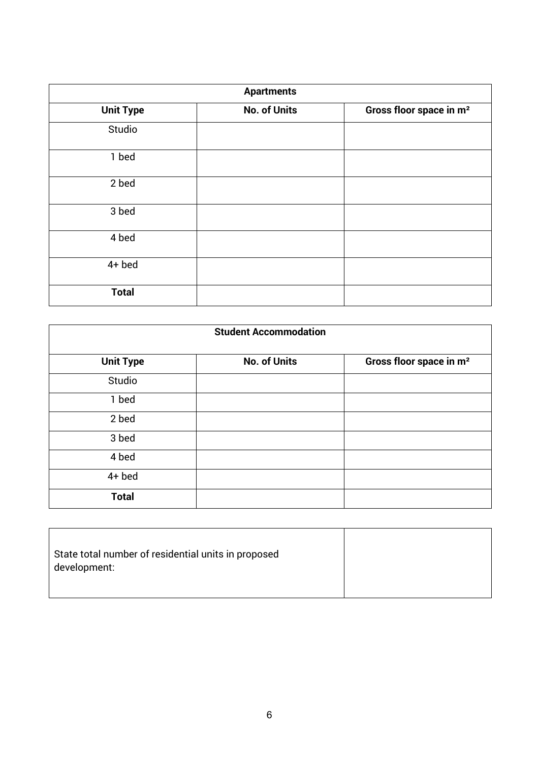| Apartments | | |
|---|---|---|
| **Unit Type** | **No. of Units** | **Gross floor space in m²** |
| Studio | | |
| 1 bed | | |
| 2 bed | | |
| 3 bed | | |
| 4 bed | | |
| 4+ bed | | |
| **Total** | | |

| Student Accommodation | | |
|---|---|---|
| **Unit Type** | **No. of Units** | **Gross floor space in m²** |
| Studio | | |
| 1 bed | | |
| 2 bed | | |
| 3 bed | | |
| 4 bed | | |
| 4+ bed | | |
| **Total** | | |

| State total number of residential units in proposed development: | |
|---|---|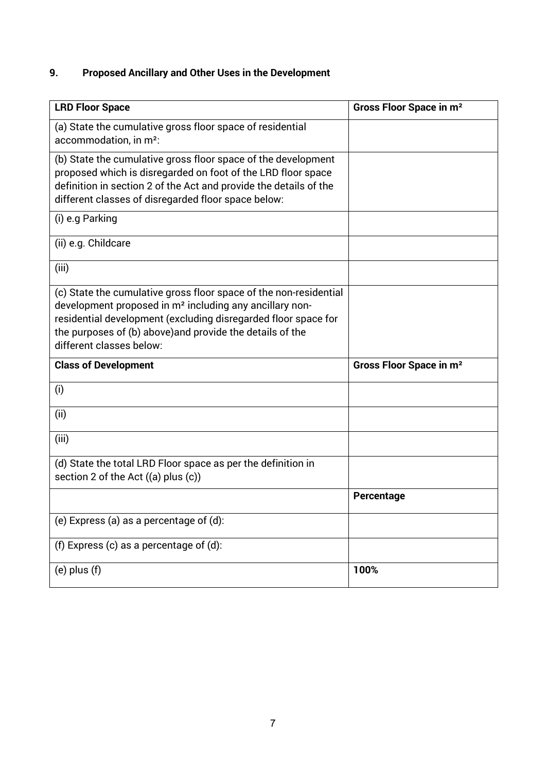## 9. Proposed Ancillary and Other Uses in the Development

| **LRD Floor Space** | **Gross Floor Space in m²** |
|---|---|
| (a) State the cumulative gross floor space of residential accommodation, in m²: | |
| (b) State the cumulative gross floor space of the development proposed which is disregarded on foot of the LRD floor space definition in section 2 of the Act and provide the details of the different classes of disregarded floor space below: | |
| (i) e.g Parking | |
| (ii) e.g. Childcare | |
| (iii) | |
| (c) State the cumulative gross floor space of the non-residential development proposed in m² including any ancillary non-residential development (excluding disregarded floor space for the purposes of (b) above)and provide the details of the different classes below: | |
| **Class of Development** | **Gross Floor Space in m²** |
| (i) | |
| (ii) | |
| (iii) | |
| (d) State the total LRD Floor space as per the definition in section 2 of the Act ((a) plus (c)) | |
| | **Percentage** |
| (e) Express (a) as a percentage of (d): | |
| (f) Express (c) as a percentage of (d): | |
| (e) plus (f) | **100%** |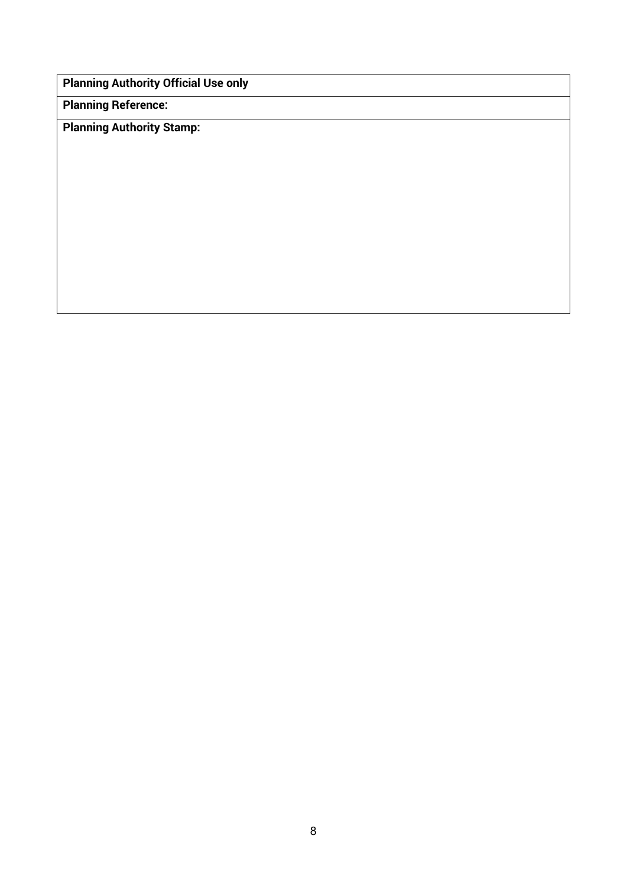| Planning Authority Official Use only |
| --- |
| **Planning Reference:** |
| **Planning Authority Stamp:** |